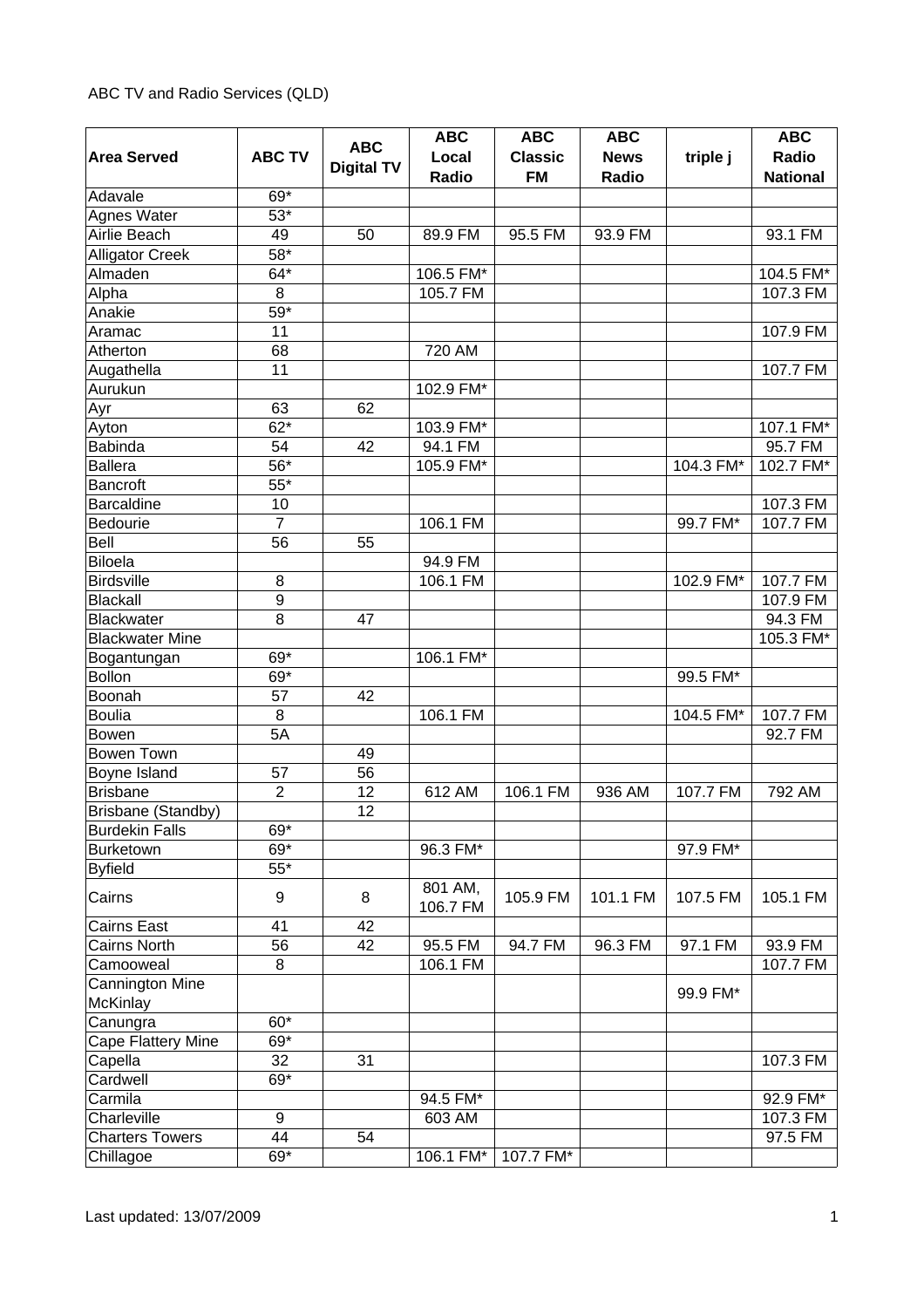ABC TV and Radio Services (QLD)

| Area Served | ABC TV | ABC Digital TV | ABC Local Radio | ABC Classic FM | ABC News Radio | triple j | ABC Radio National |
|---|---|---|---|---|---|---|---|
| Adavale | 69* | | | | | | |
| Agnes Water | 53* | | | | | | |
| Airlie Beach | 49 | 50 | 89.9 FM | 95.5 FM | 93.9 FM | | 93.1 FM |
| Alligator Creek | 58* | | | | | | |
| Almaden | 64* | | 106.5 FM* | | | | 104.5 FM* |
| Alpha | 8 | | 105.7 FM | | | | 107.3 FM |
| Anakie | 59* | | | | | | |
| Aramac | 11 | | | | | | 107.9 FM |
| Atherton | 68 | | 720 AM | | | | |
| Augathella | 11 | | | | | | 107.7 FM |
| Aurukun | | | 102.9 FM* | | | | |
| Ayr | 63 | 62 | | | | | |
| Ayton | 62* | | 103.9 FM* | | | | 107.1 FM* |
| Babinda | 54 | 42 | 94.1 FM | | | | 95.7 FM |
| Ballera | 56* | | 105.9 FM* | | | 104.3 FM* | 102.7 FM* |
| Bancroft | 55* | | | | | | |
| Barcaldine | 10 | | | | | | 107.3 FM |
| Bedourie | 7 | | 106.1 FM | | | 99.7 FM* | 107.7 FM |
| Bell | 56 | 55 | | | | | |
| Biloela | | | 94.9 FM | | | | |
| Birdsville | 8 | | 106.1 FM | | | 102.9 FM* | 107.7 FM |
| Blackall | 9 | | | | | | 107.9 FM |
| Blackwater | 8 | 47 | | | | | 94.3 FM |
| Blackwater Mine | | | | | | | 105.3 FM* |
| Bogantungan | 69* | | 106.1 FM* | | | | |
| Bollon | 69* | | | | | 99.5 FM* | |
| Boonah | 57 | 42 | | | | | |
| Boulia | 8 | | 106.1 FM | | | 104.5 FM* | 107.7 FM |
| Bowen | 5A | | | | | | 92.7 FM |
| Bowen Town | | 49 | | | | | |
| Boyne Island | 57 | 56 | | | | | |
| Brisbane | 2 | 12 | 612 AM | 106.1 FM | 936 AM | 107.7 FM | 792 AM |
| Brisbane (Standby) | | 12 | | | | | |
| Burdekin Falls | 69* | | | | | | |
| Burketown | 69* | | 96.3 FM* | | | 97.9 FM* | |
| Byfield | 55* | | | | | | |
| Cairns | 9 | 8 | 801 AM, 106.7 FM | 105.9 FM | 101.1 FM | 107.5 FM | 105.1 FM |
| Cairns East | 41 | 42 | | | | | |
| Cairns North | 56 | 42 | 95.5 FM | 94.7 FM | 96.3 FM | 97.1 FM | 93.9 FM |
| Camooweal | 8 | | 106.1 FM | | | | 107.7 FM |
| Cannington Mine McKinlay | | | | | | 99.9 FM* | |
| Canungra | 60* | | | | | | |
| Cape Flattery Mine | 69* | | | | | | |
| Capella | 32 | 31 | | | | | 107.3 FM |
| Cardwell | 69* | | | | | | |
| Carmila | | | 94.5 FM* | | | | 92.9 FM* |
| Charleville | 9 | | 603 AM | | | | 107.3 FM |
| Charters Towers | 44 | 54 | | | | | 97.5 FM |
| Chillagoe | 69* | | 106.1 FM* | 107.7 FM* | | | |

Last updated: 13/07/2009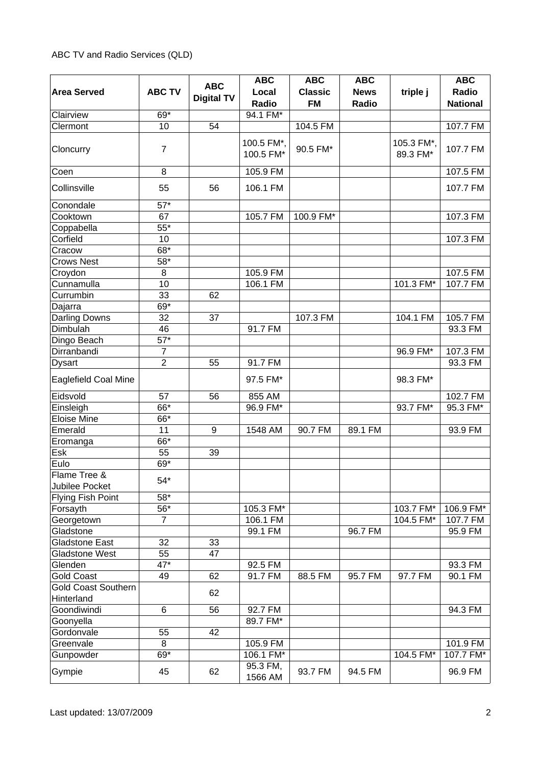ABC TV and Radio Services (QLD)

| Area Served | ABC TV | ABC Digital TV | ABC Local Radio | ABC Classic FM | ABC News Radio | triple j | ABC Radio National |
|---|---|---|---|---|---|---|---|
| Clairview | 69* | | 94.1 FM* | | | | |
| Clermont | 10 | 54 | | 104.5 FM | | | 107.7 FM |
| Cloncurry | 7 | | 100.5 FM*, 100.5 FM* | 90.5 FM* | | 105.3 FM*, 89.3 FM* | 107.7 FM |
| Coen | 8 | | 105.9 FM | | | | 107.5 FM |
| Collinsville | 55 | 56 | 106.1 FM | | | | 107.7 FM |
| Conondale | 57* | | | | | | |
| Cooktown | 67 | | 105.7 FM | 100.9 FM* | | | 107.3 FM |
| Coppabella | 55* | | | | | | |
| Corfield | 10 | | | | | | 107.3 FM |
| Cracow | 68* | | | | | | |
| Crows Nest | 58* | | | | | | |
| Croydon | 8 | | 105.9 FM | | | | 107.5 FM |
| Cunnamulla | 10 | | 106.1 FM | | | 101.3 FM* | 107.7 FM |
| Currumbin | 33 | 62 | | | | | |
| Dajarra | 69* | | | | | | |
| Darling Downs | 32 | 37 | | 107.3 FM | | 104.1 FM | 105.7 FM |
| Dimbulah | 46 | | 91.7 FM | | | | 93.3 FM |
| Dingo Beach | 57* | | | | | | |
| Dirranbandi | 7 | | | | | 96.9 FM* | 107.3 FM |
| Dysart | 2 | 55 | 91.7 FM | | | | 93.3 FM |
| Eaglefield Coal Mine | | | 97.5 FM* | | | 98.3 FM* | |
| Eidsvold | 57 | 56 | 855 AM | | | | 102.7 FM |
| Einsleigh | 66* | | 96.9 FM* | | | 93.7 FM* | 95.3 FM* |
| Eloise Mine | 66* | | | | | | |
| Emerald | 11 | 9 | 1548 AM | 90.7 FM | 89.1 FM | | 93.9 FM |
| Eromanga | 66* | | | | | | |
| Esk | 55 | 39 | | | | | |
| Eulo | 69* | | | | | | |
| Flame Tree & Jubilee Pocket | 54* | | | | | | |
| Flying Fish Point | 58* | | | | | | |
| Forsayth | 56* | | 105.3 FM* | | | 103.7 FM* | 106.9 FM* |
| Georgetown | 7 | | 106.1 FM | | | 104.5 FM* | 107.7 FM |
| Gladstone | | | 99.1 FM | | 96.7 FM | | 95.9 FM |
| Gladstone East | 32 | 33 | | | | | |
| Gladstone West | 55 | 47 | | | | | |
| Glenden | 47* | | 92.5 FM | | | | 93.3 FM |
| Gold Coast | 49 | 62 | 91.7 FM | 88.5 FM | 95.7 FM | 97.7 FM | 90.1 FM |
| Gold Coast Southern Hinterland | | 62 | | | | | |
| Goondiwindi | 6 | 56 | 92.7 FM | | | | 94.3 FM |
| Goonyella | | | 89.7 FM* | | | | |
| Gordonvale | 55 | 42 | | | | | |
| Greenvale | 8 | | 105.9 FM | | | | 101.9 FM |
| Gunpowder | 69* | | 106.1 FM* | | | 104.5 FM* | 107.7 FM* |
| Gympie | 45 | 62 | 95.3 FM, 1566 AM | 93.7 FM | 94.5 FM | | 96.9 FM |

Last updated: 13/07/2009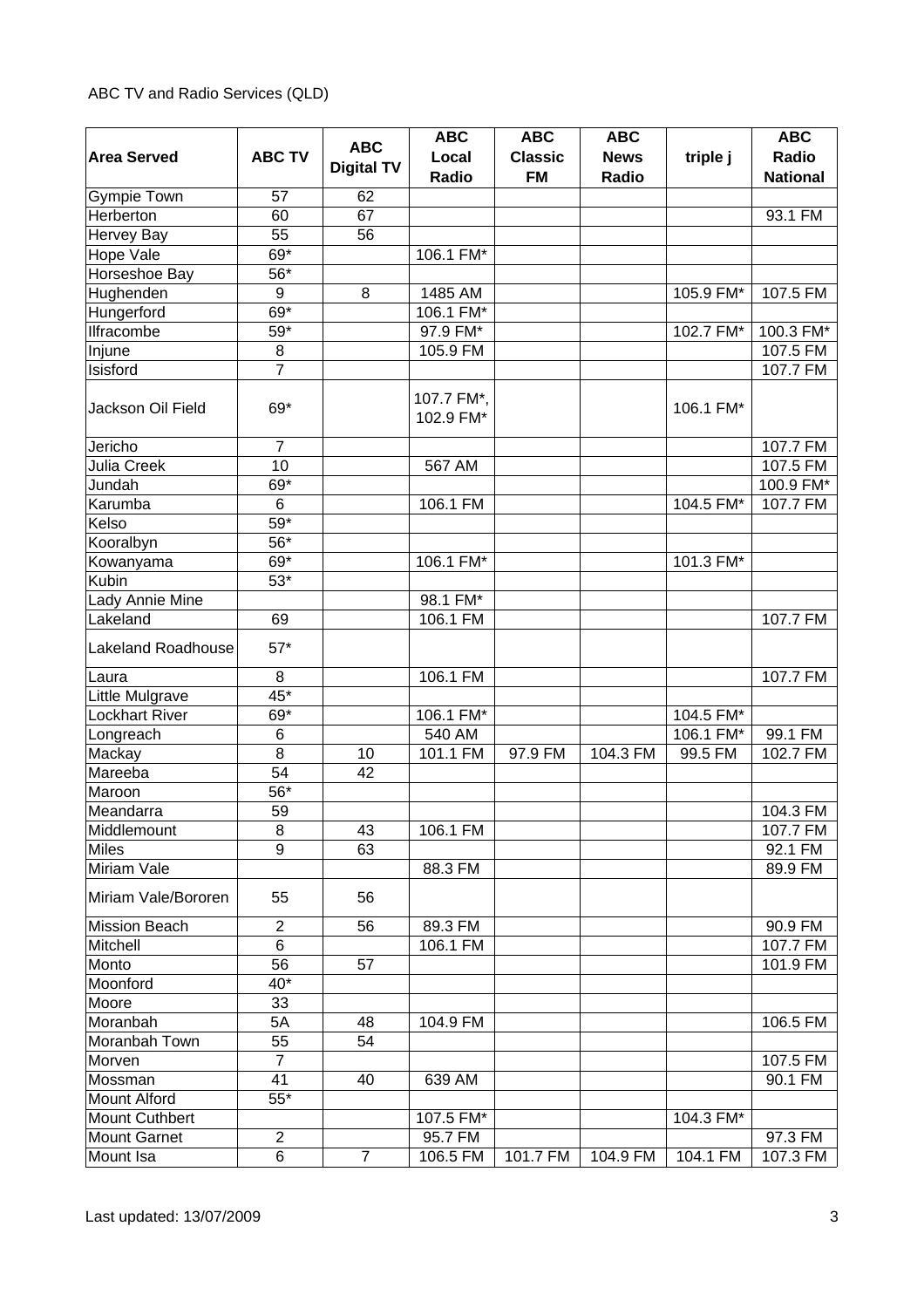ABC TV and Radio Services (QLD)

| Area Served | ABC TV | ABC Digital TV | ABC Local Radio | ABC Classic FM | ABC News Radio | triple j | ABC Radio National |
|---|---|---|---|---|---|---|---|
| Gympie Town | 57 | 62 | | | | | |
| Herberton | 60 | 67 | | | | | 93.1 FM |
| Hervey Bay | 55 | 56 | | | | | |
| Hope Vale | 69* | | 106.1 FM* | | | | |
| Horseshoe Bay | 56* | | | | | | |
| Hughenden | 9 | 8 | 1485 AM | | | 105.9 FM* | 107.5 FM |
| Hungerford | 69* | | 106.1 FM* | | | | |
| Ilfracombe | 59* | | 97.9 FM* | | | 102.7 FM* | 100.3 FM* |
| Injune | 8 | | 105.9 FM | | | | 107.5 FM |
| Isisford | 7 | | | | | | 107.7 FM |
| Jackson Oil Field | 69* | | 107.7 FM*, 102.9 FM* | | | 106.1 FM* | |
| Jericho | 7 | | | | | | 107.7 FM |
| Julia Creek | 10 | | 567 AM | | | | 107.5 FM |
| Jundah | 69* | | | | | | 100.9 FM* |
| Karumba | 6 | | 106.1 FM | | | 104.5 FM* | 107.7 FM |
| Kelso | 59* | | | | | | |
| Kooralbyn | 56* | | | | | | |
| Kowanyama | 69* | | 106.1 FM* | | | 101.3 FM* | |
| Kubin | 53* | | | | | | |
| Lady Annie Mine | | | 98.1 FM* | | | | |
| Lakeland | 69 | | 106.1 FM | | | | 107.7 FM |
| Lakeland Roadhouse | 57* | | | | | | |
| Laura | 8 | | 106.1 FM | | | | 107.7 FM |
| Little Mulgrave | 45* | | | | | | |
| Lockhart River | 69* | | 106.1 FM* | | | 104.5 FM* | |
| Longreach | 6 | | 540 AM | | | 106.1 FM* | 99.1 FM |
| Mackay | 8 | 10 | 101.1 FM | 97.9 FM | 104.3 FM | 99.5 FM | 102.7 FM |
| Mareeba | 54 | 42 | | | | | |
| Maroon | 56* | | | | | | |
| Meandarra | 59 | | | | | | 104.3 FM |
| Middlemount | 8 | 43 | 106.1 FM | | | | 107.7 FM |
| Miles | 9 | 63 | | | | | 92.1 FM |
| Miriam Vale | | | 88.3 FM | | | | 89.9 FM |
| Miriam Vale/Bororen | 55 | 56 | | | | | |
| Mission Beach | 2 | 56 | 89.3 FM | | | | 90.9 FM |
| Mitchell | 6 | | 106.1 FM | | | | 107.7 FM |
| Monto | 56 | 57 | | | | | 101.9 FM |
| Moonford | 40* | | | | | | |
| Moore | 33 | | | | | | |
| Moranbah | 5A | 48 | 104.9 FM | | | | 106.5 FM |
| Moranbah Town | 55 | 54 | | | | | |
| Morven | 7 | | | | | | 107.5 FM |
| Mossman | 41 | 40 | 639 AM | | | | 90.1 FM |
| Mount Alford | 55* | | | | | | |
| Mount Cuthbert | | | 107.5 FM* | | | 104.3 FM* | |
| Mount Garnet | 2 | | 95.7 FM | | | | 97.3 FM |
| Mount Isa | 6 | 7 | 106.5 FM | 101.7 FM | 104.9 FM | 104.1 FM | 107.3 FM |

Last updated: 13/07/2009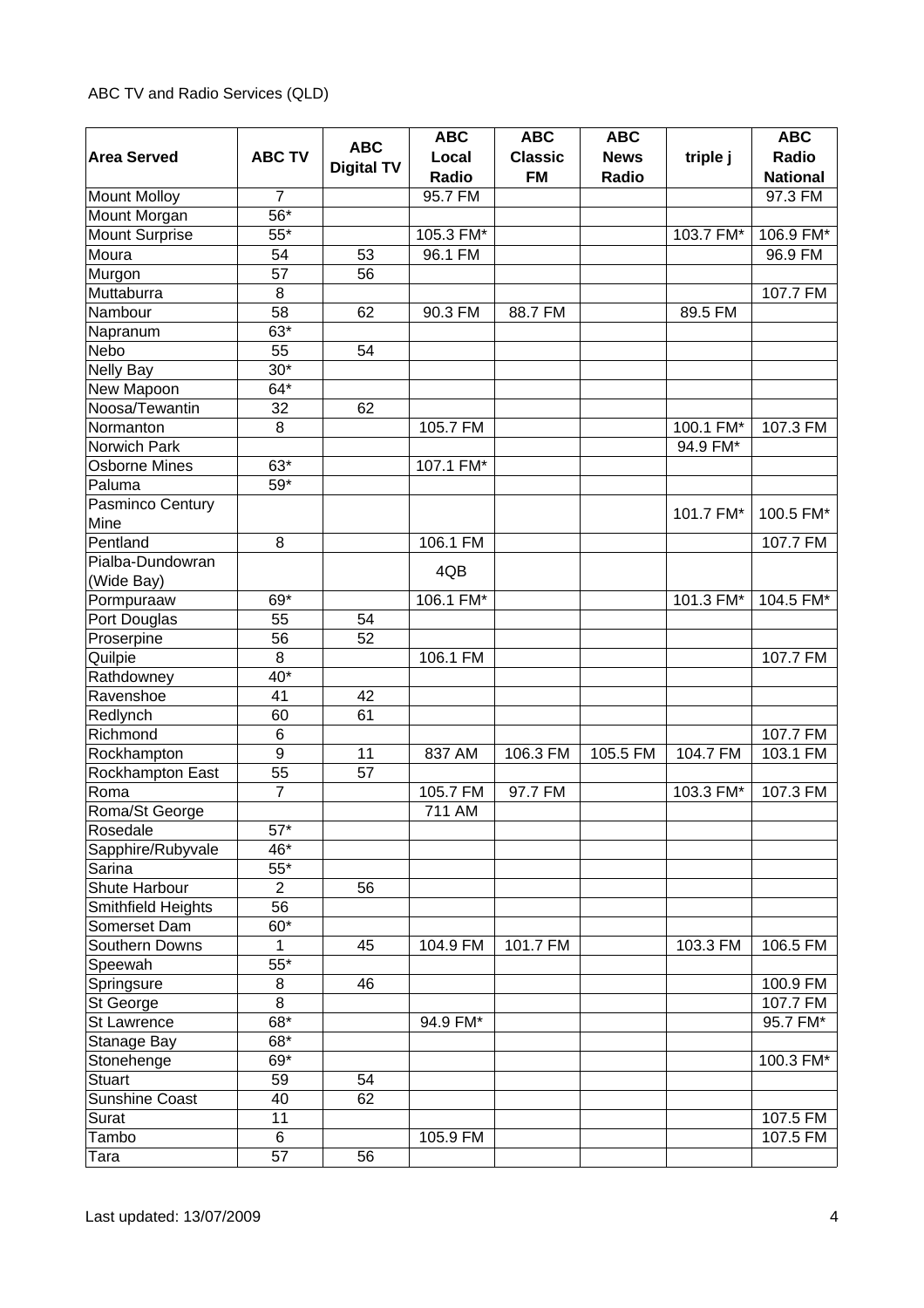ABC TV and Radio Services (QLD)

| Area Served | ABC TV | ABC Digital TV | ABC Local Radio | ABC Classic FM | ABC News Radio | triple j | ABC Radio National |
|---|---|---|---|---|---|---|---|
| Mount Molloy | 7 | | 95.7 FM | | | | 97.3 FM |
| Mount Morgan | 56* | | | | | | |
| Mount Surprise | 55* | | 105.3 FM* | | | 103.7 FM* | 106.9 FM* |
| Moura | 54 | 53 | 96.1 FM | | | | 96.9 FM |
| Murgon | 57 | 56 | | | | | |
| Muttaburra | 8 | | | | | | 107.7 FM |
| Nambour | 58 | 62 | 90.3 FM | 88.7 FM | | 89.5 FM | |
| Napranum | 63* | | | | | | |
| Nebo | 55 | 54 | | | | | |
| Nelly Bay | 30* | | | | | | |
| New Mapoon | 64* | | | | | | |
| Noosa/Tewantin | 32 | 62 | | | | | |
| Normanton | 8 | | 105.7 FM | | | 100.1 FM* | 107.3 FM |
| Norwich Park | | | | | | 94.9 FM* | |
| Osborne Mines | 63* | | 107.1 FM* | | | | |
| Paluma | 59* | | | | | | |
| Pasminco Century Mine | | | | | | 101.7 FM* | 100.5 FM* |
| Pentland | 8 | | 106.1 FM | | | | 107.7 FM |
| Pialba-Dundowran (Wide Bay) | | | 4QB | | | | |
| Pormpuraaw | 69* | | 106.1 FM* | | | 101.3 FM* | 104.5 FM* |
| Port Douglas | 55 | 54 | | | | | |
| Proserpine | 56 | 52 | | | | | |
| Quilpie | 8 | | 106.1 FM | | | | 107.7 FM |
| Rathdowney | 40* | | | | | | |
| Ravenshoe | 41 | 42 | | | | | |
| Redlynch | 60 | 61 | | | | | |
| Richmond | 6 | | | | | | 107.7 FM |
| Rockhampton | 9 | 11 | 837 AM | 106.3 FM | 105.5 FM | 104.7 FM | 103.1 FM |
| Rockhampton East | 55 | 57 | | | | | |
| Roma | 7 | | 105.7 FM | 97.7 FM | | 103.3 FM* | 107.3 FM |
| Roma/St George | | | 711 AM | | | | |
| Rosedale | 57* | | | | | | |
| Sapphire/Rubyvale | 46* | | | | | | |
| Sarina | 55* | | | | | | |
| Shute Harbour | 2 | 56 | | | | | |
| Smithfield Heights | 56 | | | | | | |
| Somerset Dam | 60* | | | | | | |
| Southern Downs | 1 | 45 | 104.9 FM | 101.7 FM | | 103.3 FM | 106.5 FM |
| Speewah | 55* | | | | | | |
| Springsure | 8 | 46 | | | | | 100.9 FM |
| St George | 8 | | | | | | 107.7 FM |
| St Lawrence | 68* | | 94.9 FM* | | | | 95.7 FM* |
| Stanage Bay | 68* | | | | | | |
| Stonehenge | 69* | | | | | | 100.3 FM* |
| Stuart | 59 | 54 | | | | | |
| Sunshine Coast | 40 | 62 | | | | | |
| Surat | 11 | | | | | | 107.5 FM |
| Tambo | 6 | | 105.9 FM | | | | 107.5 FM |
| Tara | 57 | 56 | | | | | |

Last updated: 13/07/2009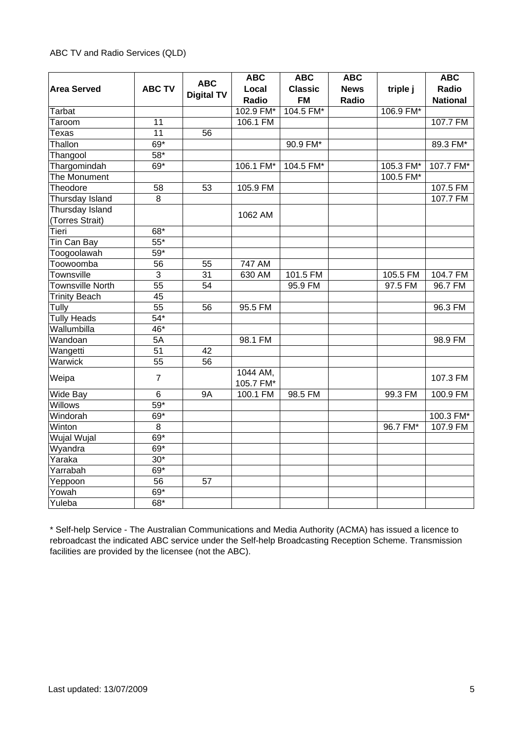ABC TV and Radio Services (QLD)

| Area Served | ABC TV | ABC Digital TV | ABC Local Radio | ABC Classic FM | ABC News Radio | triple j | ABC Radio National |
|---|---|---|---|---|---|---|---|
| Tarbat | | | 102.9 FM* | 104.5 FM* | | 106.9 FM* | |
| Taroom | 11 | | 106.1 FM | | | | 107.7 FM |
| Texas | 11 | 56 | | | | | |
| Thallon | 69* | | | 90.9 FM* | | | 89.3 FM* |
| Thangool | 58* | | | | | | |
| Thargomindah | 69* | | 106.1 FM* | 104.5 FM* | | 105.3 FM* | 107.7 FM* |
| The Monument | | | | | | 100.5 FM* | |
| Theodore | 58 | 53 | 105.9 FM | | | | 107.5 FM |
| Thursday Island | 8 | | | | | | 107.7 FM |
| Thursday Island (Torres Strait) | | | 1062 AM | | | | |
| Tieri | 68* | | | | | | |
| Tin Can Bay | 55* | | | | | | |
| Toogoolawah | 59* | | | | | | |
| Toowoomba | 56 | 55 | 747 AM | | | | |
| Townsville | 3 | 31 | 630 AM | 101.5 FM | | 105.5 FM | 104.7 FM |
| Townsville North | 55 | 54 | | 95.9 FM | | 97.5 FM | 96.7 FM |
| Trinity Beach | 45 | | | | | | |
| Tully | 55 | 56 | 95.5 FM | | | | 96.3 FM |
| Tully Heads | 54* | | | | | | |
| Wallumbilla | 46* | | | | | | |
| Wandoan | 5A | | 98.1 FM | | | | 98.9 FM |
| Wangetti | 51 | 42 | | | | | |
| Warwick | 55 | 56 | | | | | |
| Weipa | 7 | | 1044 AM, 105.7 FM* | | | | 107.3 FM |
| Wide Bay | 6 | 9A | 100.1 FM | 98.5 FM | | 99.3 FM | 100.9 FM |
| Willows | 59* | | | | | | |
| Windorah | 69* | | | | | | 100.3 FM* |
| Winton | 8 | | | | | 96.7 FM* | 107.9 FM |
| Wujal Wujal | 69* | | | | | | |
| Wyandra | 69* | | | | | | |
| Yaraka | 30* | | | | | | |
| Yarrabah | 69* | | | | | | |
| Yeppoon | 56 | 57 | | | | | |
| Yowah | 69* | | | | | | |
| Yuleba | 68* | | | | | | |

* Self-help Service - The Australian Communications and Media Authority (ACMA) has issued a licence to rebroadcast the indicated ABC service under the Self-help Broadcasting Reception Scheme. Transmission facilities are provided by the licensee (not the ABC).

Last updated: 13/07/2009